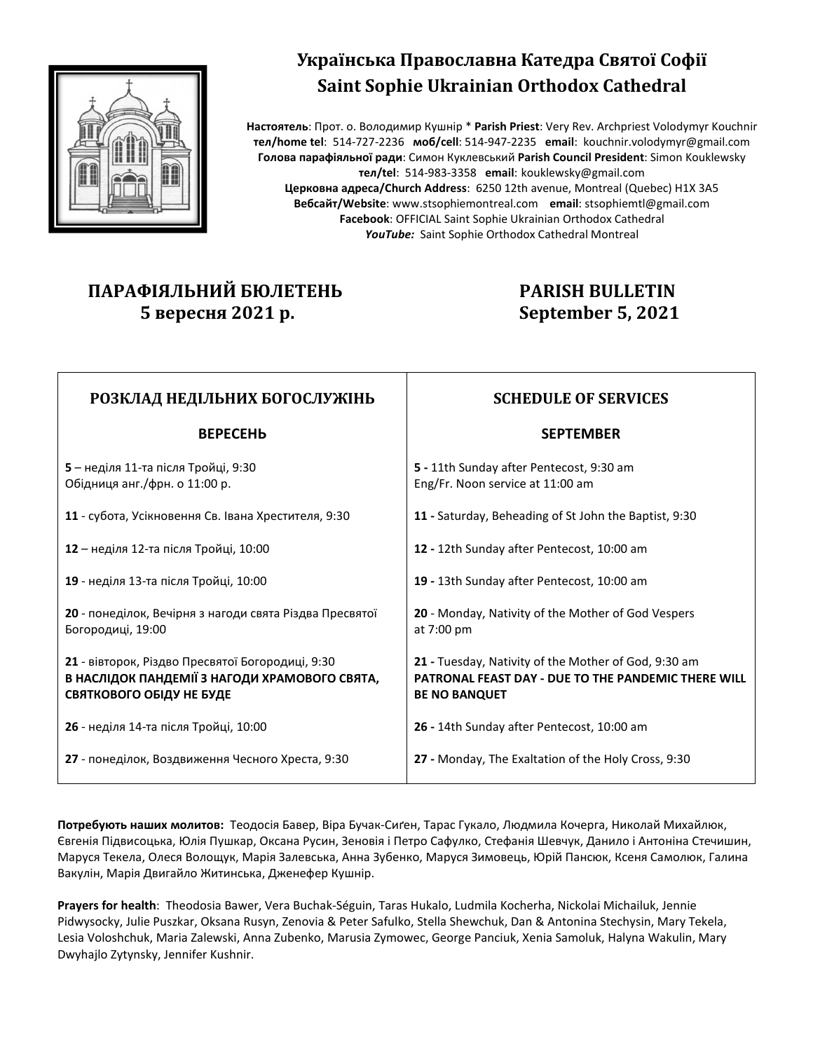# Українська Православна Катедра Святої Софії
# Saint Sophie Ukrainian Orthodox Cathedral

**Настоятель**: Прот. о. Володимир Кушнір * **Parish Priest**: Very Rev. Archpriest Volodymyr Kouchnir
**тел/home tel**: 514-727-2236 **моб/cell**: 514-947-2235 **email**: kouchnir.volodymyr@gmail.com
**Голова парафіяльної ради**: Симон Куклевський **Parish Council President**: Simon Kouklewsky
**тел/tel**: 514-983-3358 **email**: kouklewsky@gmail.com
**Церковна адреса/Church Address**: 6250 12th avenue, Montreal (Quebec) H1X 3A5
**Вебсайт/Website**: www.stsophiemontreal.com **email**: stsophiemtl@gmail.com
**Facebook**: OFFICIAL Saint Sophie Ukrainian Orthodox Cathedral
***YouTube:*** Saint Sophie Orthodox Cathedral Montreal

## ПАРАФІЯЛЬНИЙ БЮЛЕТЕНЬ 5 вересня 2021 р.

## PARISH BULLETIN September 5, 2021

| РОЗКЛАД НЕДІЛЬНИХ БОГОСЛУЖІНЬ | SCHEDULE OF SERVICES |
|---|---|
| **ВЕРЕСЕНЬ** | **SEPTEMBER** |
| **5** – неділя 11-та після Тройці, 9:30<br>Обідниця анг./фрн. о 11:00 р. | **5 -** 11th Sunday after Pentecost, 9:30 am<br>Eng/Fr. Noon service at 11:00 am |
| **11** - субота, Усікновення Св. Івана Хрестителя, 9:30 | **11 -** Saturday, Beheading of St John the Baptist, 9:30 |
| **12** – неділя 12-та після Тройці, 10:00 | **12 -** 12th Sunday after Pentecost, 10:00 am |
| **19** - неділя 13-та після Тройці, 10:00 | **19 -** 13th Sunday after Pentecost, 10:00 am |
| **20** - понеділок, Вечірня з нагоди свята Різдва Пресвятої Богородиці, 19:00 | **20** - Monday, Nativity of the Mother of God Vespers at 7:00 pm |
| **21** - вівторок, Різдво Пресвятої Богородиці, 9:30<br>**В НАСЛІДОК ПАНДЕМІЇ З НАГОДИ ХРАМОВОГО СВЯТА, СВЯТКОВОГО ОБІДУ НЕ БУДЕ** | **21 -** Tuesday, Nativity of the Mother of God, 9:30 am<br>**PATRONAL FEAST DAY - DUE TO THE PANDEMIC THERE WILL BE NO BANQUET** |
| **26** - неділя 14-та після Тройці, 10:00 | **26 -** 14th Sunday after Pentecost, 10:00 am |
| **27** - понеділок, Воздвиження Чесного Хреста, 9:30 | **27 -** Monday, The Exaltation of the Holy Cross, 9:30 |

**Потребують наших молитов:** Теодосія Бавер, Віра Бучак-Сиґен, Тарас Гукало, Людмила Кочерга, Николай Михайлюк, Євгенія Підвисоцька, Юлія Пушкар, Оксана Русин, Зеновія і Петро Сафулко, Стефанія Шевчук, Данило і Антоніна Стечишин, Маруся Текела, Олеся Волощук, Марія Залевська, Анна Зубенко, Маруся Зимовець, Юрій Пансюк, Ксеня Самолюк, Галина Вакулін, Марія Двигайло Житинська, Дженефер Кушнір.

**Prayers for health**: Theodosia Bawer, Vera Buchak-Séguin, Taras Hukalo, Ludmila Kocherha, Nickolai Michailuk, Jennie Pidwysocky, Julie Puszkar, Oksana Rusyn, Zenovia & Peter Safulko, Stella Shewchuk, Dan & Antonina Stechysin, Mary Tekela, Lesia Voloshchuk, Maria Zalewski, Anna Zubenko, Marusia Zymowec, George Panciuk, Xenia Samoluk, Halyna Wakulin, Mary Dwyhajlo Zytynsky, Jennifer Kushnir.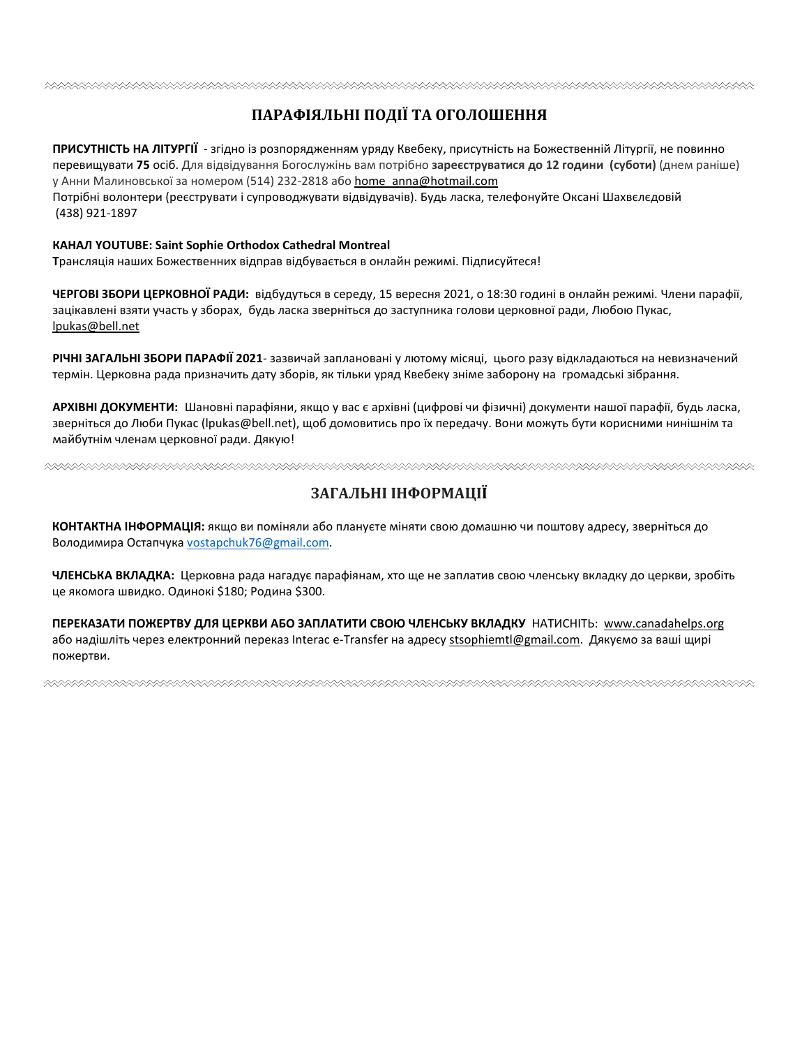## ПАРАФІЯЛЬНІ ПОДІЇ ТА ОГОЛОШЕННЯ

**ПРИСУТНІСТЬ НА ЛІТУРГІЇ** - згідно із розпорядженням уряду Квебеку, присутність на Божественній Літургії, не повинно перевищувати **75** осіб. Для відвідування Богослужінь вам потрібно **зареєструватися до 12 години (суботи)** (днем раніше) у Анни Малиновської за номером (514) 232-2818 або home_anna@hotmail.com
Потрібні волонтери (реєструвати і супроводжувати відвідувачів). Будь ласка, телефонуйте Оксані Шахвєлєдовій (438) 921-1897

**КАНАЛ YOUTUBE: Saint Sophie Orthodox Cathedral Montreal**
**Т**рансляція наших Божественних відправ відбувається в онлайн режимі. Підписуйтеся!

**ЧЕРГОВІ ЗБОРИ ЦЕРКОВНОЇ РАДИ:** відбудуться в середу, 15 вересня 2021, о 18:30 годині в онлайн режимі. Члени парафії, зацікавлені взяти участь у зборах, будь ласка зверніться до заступника голови церковної ради, Любою Пукас, lpukas@bell.net

**РІЧНІ ЗАГАЛЬНІ ЗБОРИ ПАРАФІЇ 2021**- зазвичай заплановані у лютому місяці, цього разу відкладаються на невизначений термін. Церковна рада призначить дату зборів, як тільки уряд Квебеку зніме заборону на громадські зібрання.

**АРХІВНІ ДОКУМЕНТИ:** Шановні парафіяни, якщо у вас є архівні (цифрові чи фізичні) документи нашої парафії, будь ласка, зверніться до Люби Пукас (lpukas@bell.net), щоб домовитись про їх передачу. Вони можуть бути корисними нинішнім та майбутнім членам церковної ради. Дякую!

## ЗАГАЛЬНІ ІНФОРМАЦІЇ

**КОНТАКТНА ІНФОРМАЦІЯ:** якщо ви поміняли або плануєте міняти свою домашню чи поштову адресу, зверніться до Володимира Остапчука vostapchuk76@gmail.com.

**ЧЛЕНСЬКА ВКЛАДКА:** Церковна рада нагадує парафіянам, хто ще не заплатив свою членську вкладку до церкви, зробіть це якомога швидко. Одинокі $180; Родина $300.

**ПЕРЕКАЗАТИ ПОЖЕРТВУ ДЛЯ ЦЕРКВИ АБО ЗАПЛАТИТИ СВОЮ ЧЛЕНСЬКУ ВКЛАДКУ** НАТИСНІТЬ: www.canadahelps.org або надішліть через електронний переказ Interac e-Transfer на адресу stsophiemtl@gmail.com. Дякуємо за ваші щирі пожертви.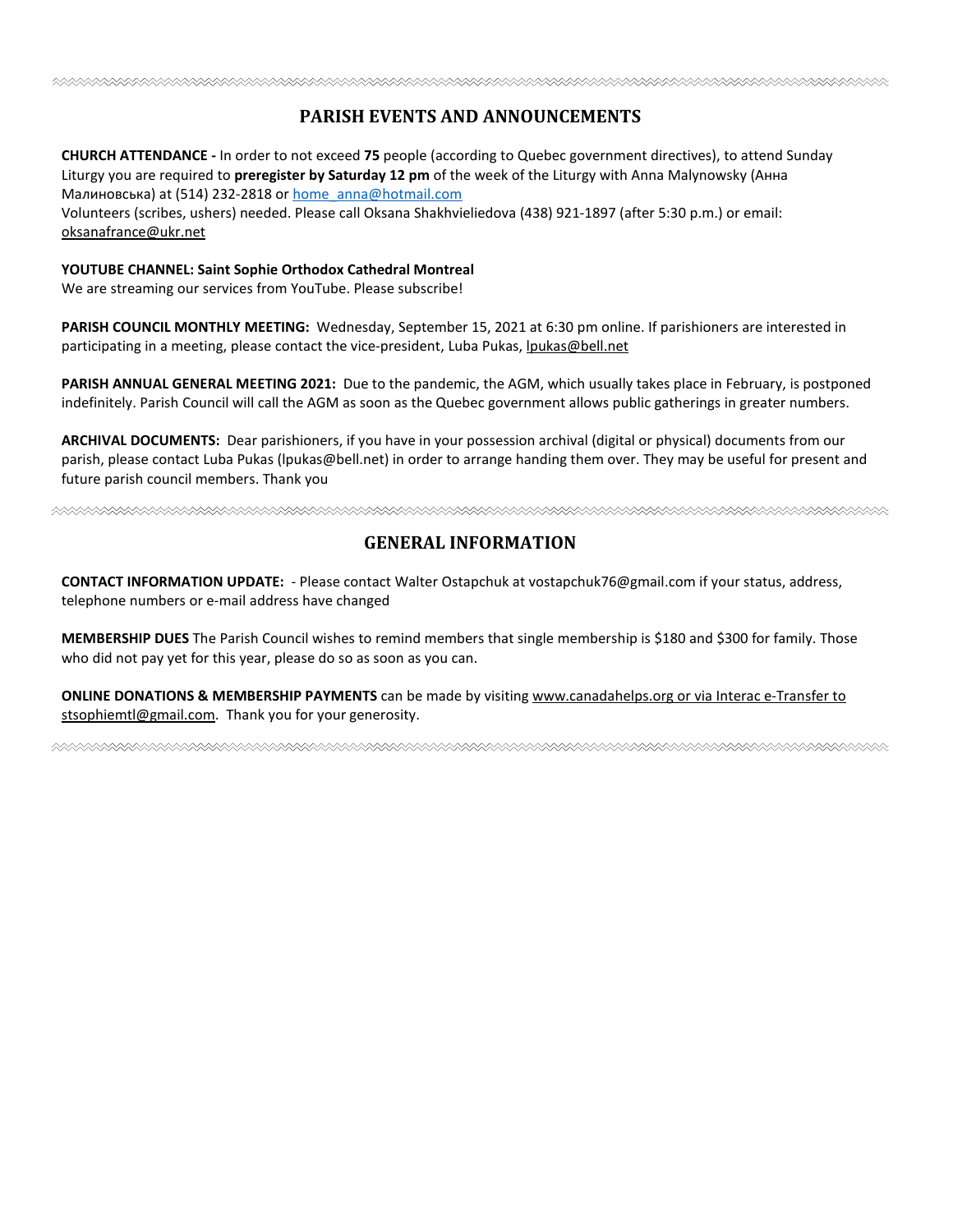## PARISH EVENTS AND ANNOUNCEMENTS

**CHURCH ATTENDANCE -** In order to not exceed **75** people (according to Quebec government directives), to attend Sunday Liturgy you are required to **preregister by Saturday 12 pm** of the week of the Liturgy with Anna Malynowsky (Анна Малиновська) at (514) 232-2818 or home_anna@hotmail.com
Volunteers (scribes, ushers) needed. Please call Oksana Shakhvieliedova (438) 921-1897 (after 5:30 p.m.) or email: oksanafrance@ukr.net

**YOUTUBE CHANNEL: Saint Sophie Orthodox Cathedral Montreal**
We are streaming our services from YouTube. Please subscribe!

**PARISH COUNCIL MONTHLY MEETING:** Wednesday, September 15, 2021 at 6:30 pm online. If parishioners are interested in participating in a meeting, please contact the vice-president, Luba Pukas, lpukas@bell.net

**PARISH ANNUAL GENERAL MEETING 2021:** Due to the pandemic, the AGM, which usually takes place in February, is postponed indefinitely. Parish Council will call the AGM as soon as the Quebec government allows public gatherings in greater numbers.

**ARCHIVAL DOCUMENTS:** Dear parishioners, if you have in your possession archival (digital or physical) documents from our parish, please contact Luba Pukas (lpukas@bell.net) in order to arrange handing them over. They may be useful for present and future parish council members. Thank you

## GENERAL INFORMATION

**CONTACT INFORMATION UPDATE:** - Please contact Walter Ostapchuk at vostapchuk76@gmail.com if your status, address, telephone numbers or e-mail address have changed

**MEMBERSHIP DUES** The Parish Council wishes to remind members that single membership is $180 and $300 for family. Those who did not pay yet for this year, please do so as soon as you can.

**ONLINE DONATIONS & MEMBERSHIP PAYMENTS** can be made by visiting www.canadahelps.org or via Interac e-Transfer to stsophiemtl@gmail.com. Thank you for your generosity.